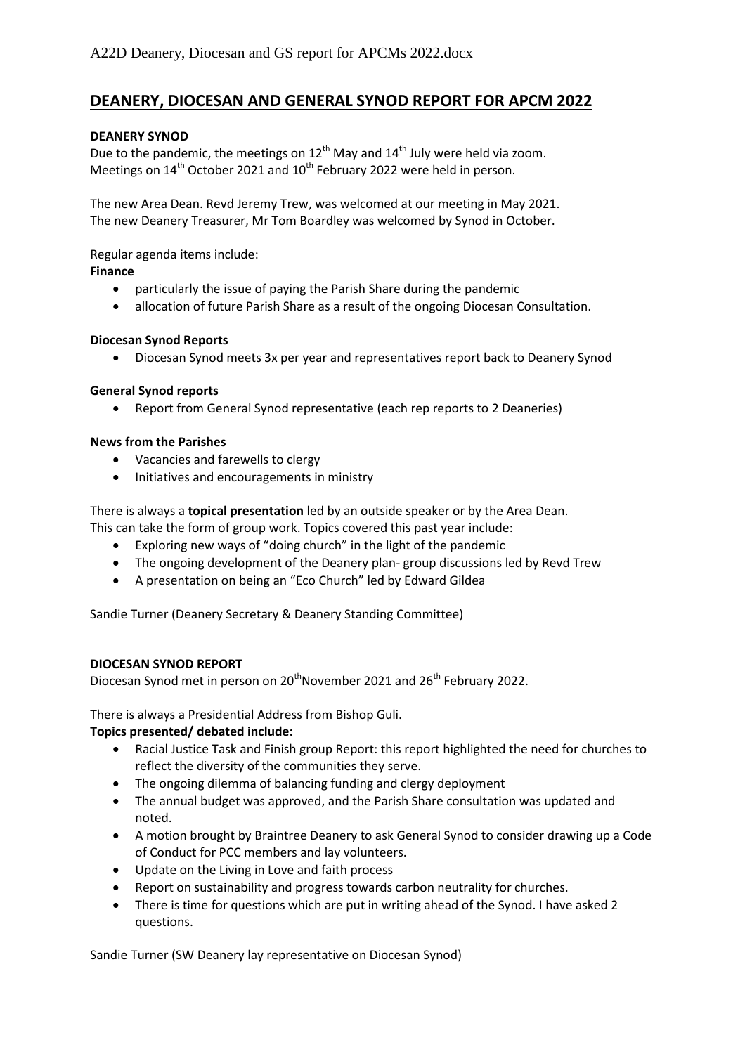# DEANERY, DIOCESAN AND GENERAL SYNOD REPORT FOR APCM 2022

**DEANERY SYNOD**

Due to the pandemic, the meetings on 12th May and 14th July were held via zoom.
Meetings on 14th October 2021 and 10th February 2022 were held in person.

The new Area Dean. Revd Jeremy Trew, was welcomed at our meeting in May 2021.
The new Deanery Treasurer, Mr Tom Boardley was welcomed by Synod in October.

Regular agenda items include:

**Finance**

- particularly the issue of paying the Parish Share during the pandemic
- allocation of future Parish Share as a result of the ongoing Diocesan Consultation.

**Diocesan Synod Reports**

- Diocesan Synod meets 3x per year and representatives report back to Deanery Synod

**General Synod reports**

- Report from General Synod representative (each rep reports to 2 Deaneries)

**News from the Parishes**

- Vacancies and farewells to clergy
- Initiatives and encouragements in ministry

There is always a **topical presentation** led by an outside speaker or by the Area Dean.
This can take the form of group work. Topics covered this past year include:

- Exploring new ways of "doing church" in the light of the pandemic
- The ongoing development of the Deanery plan- group discussions led by Revd Trew
- A presentation on being an "Eco Church" led by Edward Gildea

Sandie Turner (Deanery Secretary & Deanery Standing Committee)

**DIOCESAN SYNOD REPORT**

Diocesan Synod met in person on 20thNovember 2021 and 26th February 2022.

There is always a Presidential Address from Bishop Guli.

**Topics presented/ debated include:**

- Racial Justice Task and Finish group Report: this report highlighted the need for churches to reflect the diversity of the communities they serve.
- The ongoing dilemma of balancing funding and clergy deployment
- The annual budget was approved, and the Parish Share consultation was updated and noted.
- A motion brought by Braintree Deanery to ask General Synod to consider drawing up a Code of Conduct for PCC members and lay volunteers.
- Update on the Living in Love and faith process
- Report on sustainability and progress towards carbon neutrality for churches.
- There is time for questions which are put in writing ahead of the Synod. I have asked 2 questions.

Sandie Turner (SW Deanery lay representative on Diocesan Synod)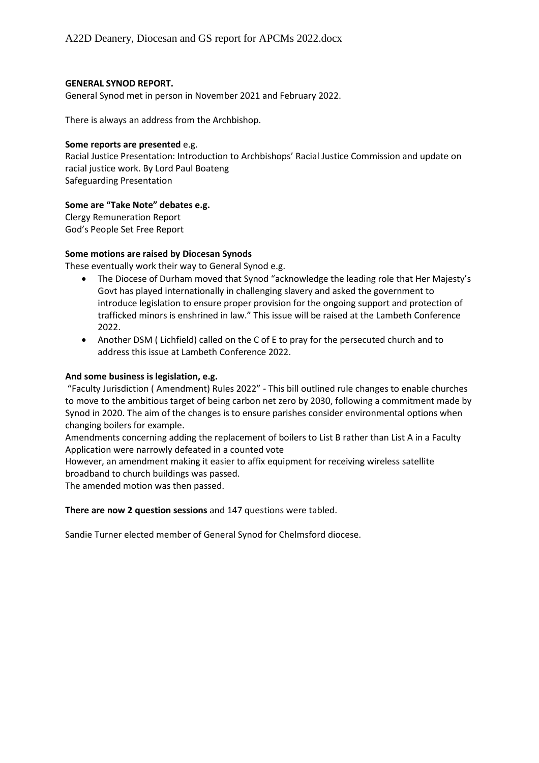**GENERAL SYNOD REPORT.**

General Synod met in person in November 2021 and February 2022.

There is always an address from the Archbishop.

**Some reports are presented** e.g.

Racial Justice Presentation: Introduction to Archbishops' Racial Justice Commission and update on racial justice work. By Lord Paul Boateng

Safeguarding Presentation

**Some are "Take Note" debates e.g.**

Clergy Remuneration Report

God's People Set Free Report

**Some motions are raised by Diocesan Synods**

These eventually work their way to General Synod e.g.

- The Diocese of Durham moved that Synod "acknowledge the leading role that Her Majesty's Govt has played internationally in challenging slavery and asked the government to introduce legislation to ensure proper provision for the ongoing support and protection of trafficked minors is enshrined in law." This issue will be raised at the Lambeth Conference 2022.
- Another DSM ( Lichfield) called on the C of E to pray for the persecuted church and to address this issue at Lambeth Conference 2022.

**And some business is legislation, e.g.**

"Faculty Jurisdiction ( Amendment) Rules 2022" - This bill outlined rule changes to enable churches to move to the ambitious target of being carbon net zero by 2030, following a commitment made by Synod in 2020. The aim of the changes is to ensure parishes consider environmental options when changing boilers for example.

Amendments concerning adding the replacement of boilers to List B rather than List A in a Faculty Application were narrowly defeated in a counted vote

However, an amendment making it easier to affix equipment for receiving wireless satellite broadband to church buildings was passed.

The amended motion was then passed.

**There are now 2 question sessions** and 147 questions were tabled.

Sandie Turner elected member of General Synod for Chelmsford diocese.